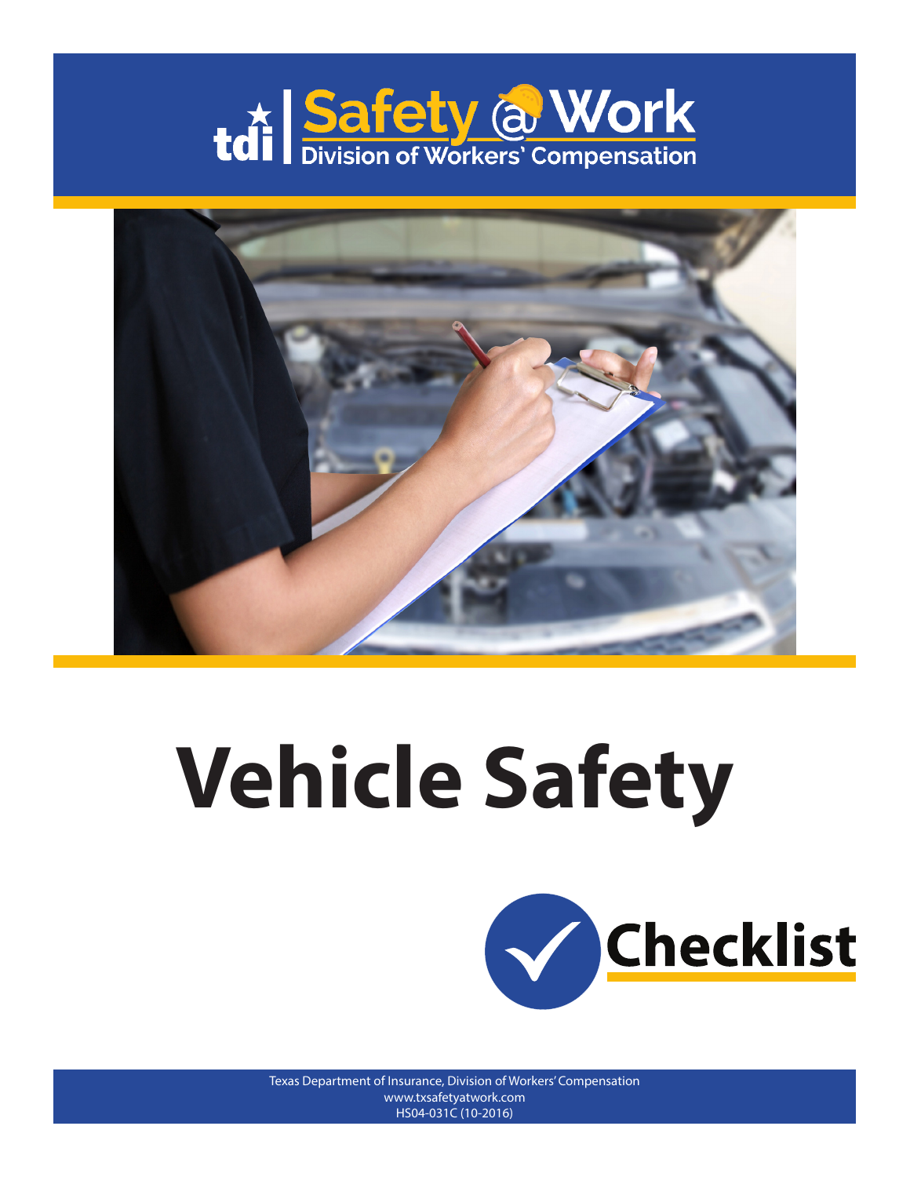tdi | Safety @ Work
Division of Workers' Compensation

# Vehicle Safety

## Checklist

Texas Department of Insurance, Division of Workers' Compensation
www.txsafetyatwork.com
HS04-031C (10-2016)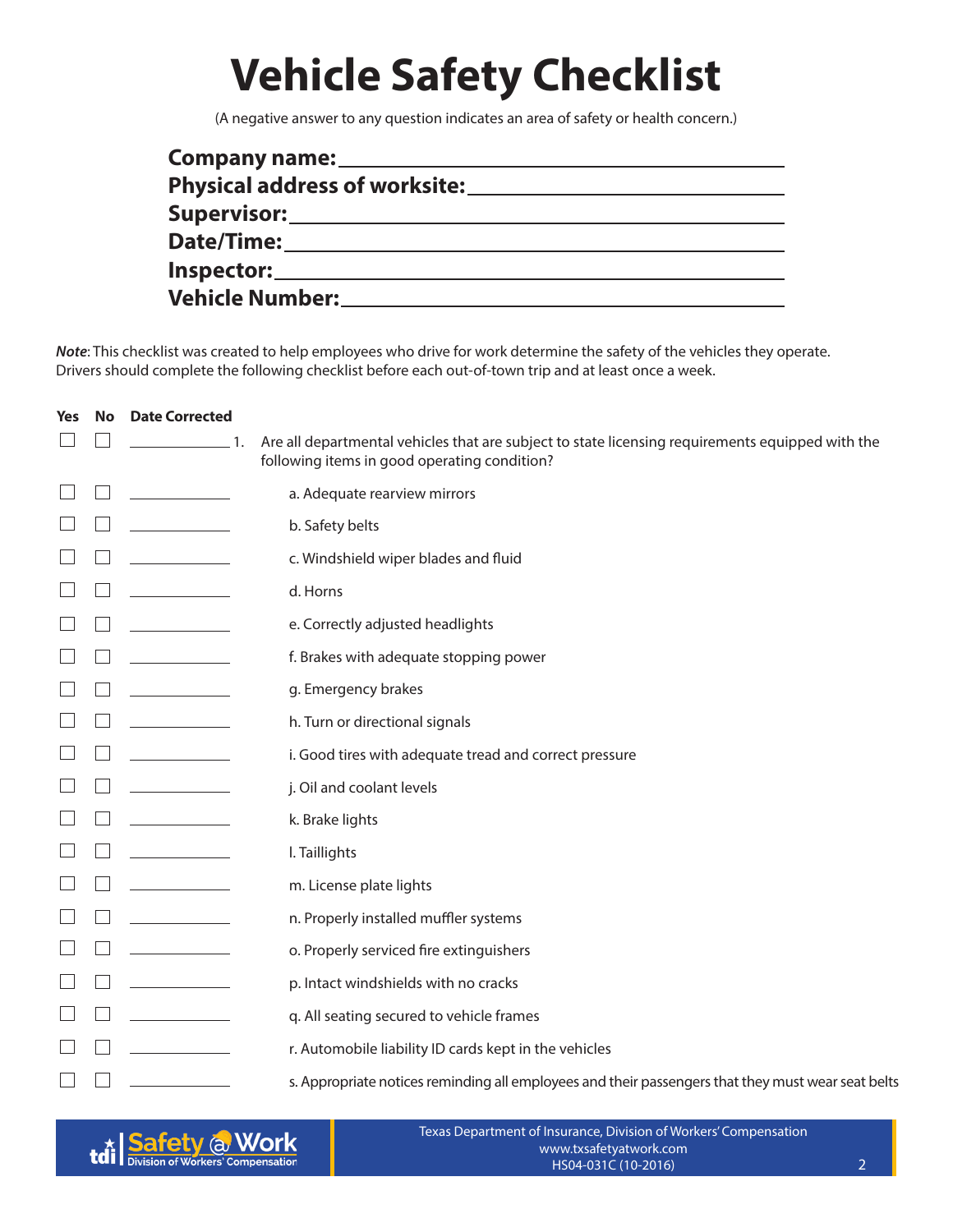# Vehicle Safety Checklist

(A negative answer to any question indicates an area of safety or health concern.)

**Company name:** ______________________________

**Physical address of worksite:** ______________________________

**Supervisor:** ______________________________

**Date/Time:** ______________________________

**Inspector:** ______________________________

**Vehicle Number:** ______________________________

***Note***: This checklist was created to help employees who drive for work determine the safety of the vehicles they operate. Drivers should complete the following checklist before each out-of-town trip and at least once a week.

| Yes | No | Date Corrected | |
|---|---|---|---|
| ☐ | ☐ | ________ | 1. Are all departmental vehicles that are subject to state licensing requirements equipped with the following items in good operating condition? |
| ☐ | ☐ | ________ | a. Adequate rearview mirrors |
| ☐ | ☐ | ________ | b. Safety belts |
| ☐ | ☐ | ________ | c. Windshield wiper blades and fluid |
| ☐ | ☐ | ________ | d. Horns |
| ☐ | ☐ | ________ | e. Correctly adjusted headlights |
| ☐ | ☐ | ________ | f. Brakes with adequate stopping power |
| ☐ | ☐ | ________ | g. Emergency brakes |
| ☐ | ☐ | ________ | h. Turn or directional signals |
| ☐ | ☐ | ________ | i. Good tires with adequate tread and correct pressure |
| ☐ | ☐ | ________ | j. Oil and coolant levels |
| ☐ | ☐ | ________ | k. Brake lights |
| ☐ | ☐ | ________ | l. Taillights |
| ☐ | ☐ | ________ | m. License plate lights |
| ☐ | ☐ | ________ | n. Properly installed muffler systems |
| ☐ | ☐ | ________ | o. Properly serviced fire extinguishers |
| ☐ | ☐ | ________ | p. Intact windshields with no cracks |
| ☐ | ☐ | ________ | q. All seating secured to vehicle frames |
| ☐ | ☐ | ________ | r. Automobile liability ID cards kept in the vehicles |
| ☐ | ☐ | ________ | s. Appropriate notices reminding all employees and their passengers that they must wear seat belts |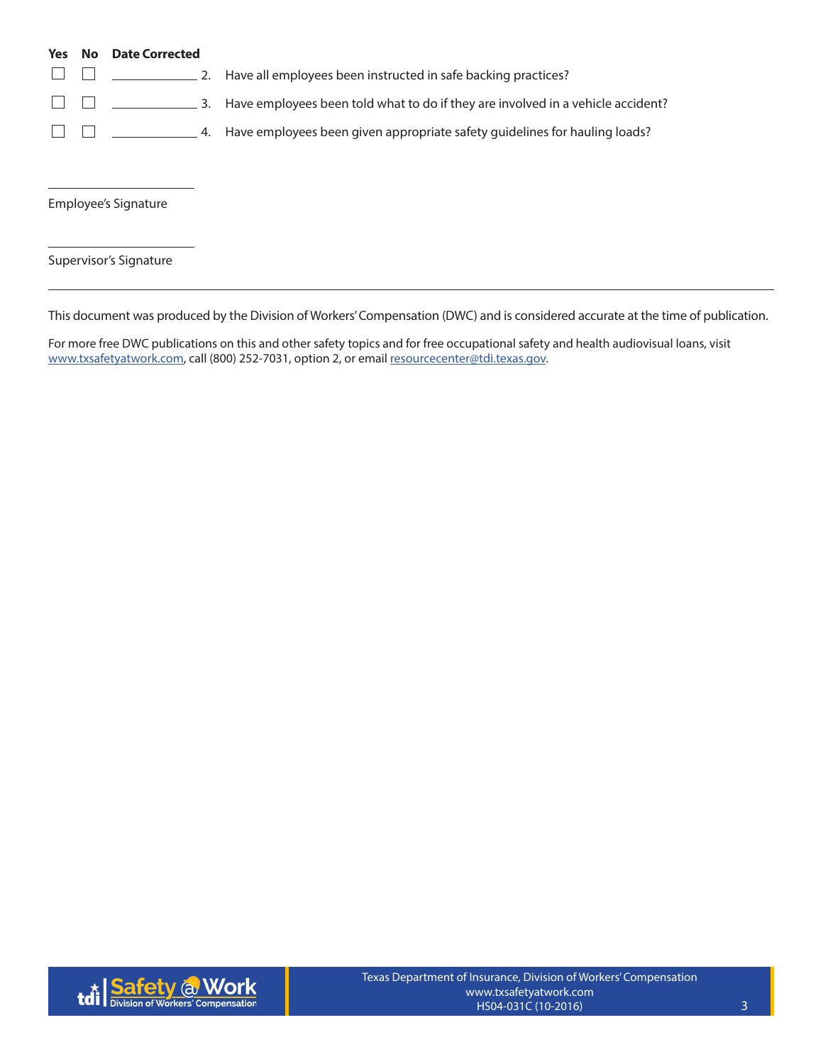| Yes | No | Date Corrected | |
|---|---|---|---|
| ☐ | ☐ | ____________ | 2. Have all employees been instructed in safe backing practices? |
| ☐ | ☐ | ____________ | 3. Have employees been told what to do if they are involved in a vehicle accident? |
| ☐ | ☐ | ____________ | 4. Have employees been given appropriate safety guidelines for hauling loads? |

____________________

Employee's Signature

____________________

Supervisor's Signature

---

This document was produced by the Division of Workers' Compensation (DWC) and is considered accurate at the time of publication.

For more free DWC publications on this and other safety topics and for free occupational safety and health audiovisual loans, visit www.txsafetyatwork.com, call (800) 252-7031, option 2, or email resourcecenter@tdi.texas.gov.

Texas Department of Insurance, Division of Workers' Compensation
www.txsafetyatwork.com
HS04-031C (10-2016)